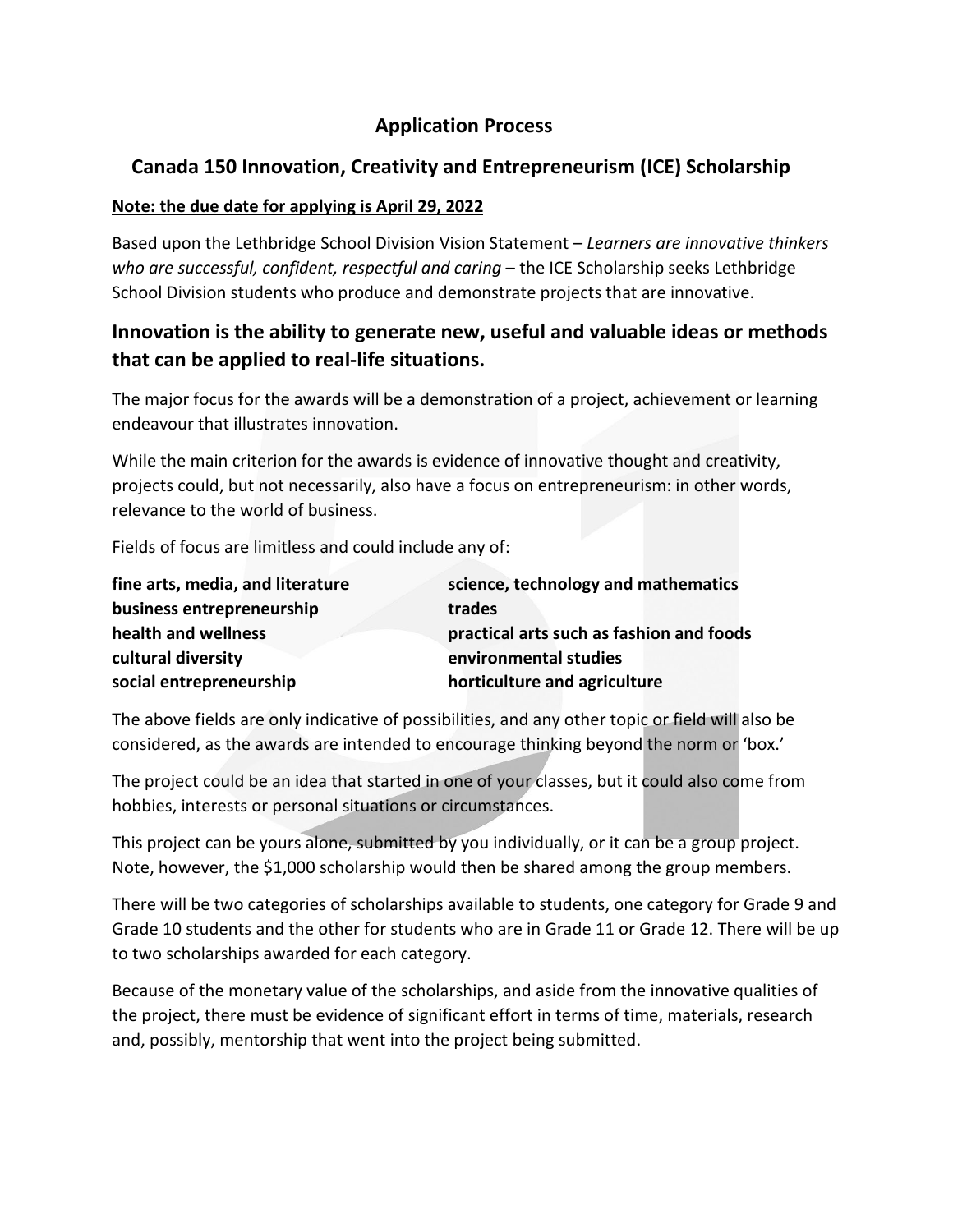# Application Process

## Canada 150 Innovation, Creativity and Entrepreneurism (ICE) Scholarship

**Note: the due date for applying is April 29, 2022**

Based upon the Lethbridge School Division Vision Statement – *Learners are innovative thinkers who are successful, confident, respectful and caring* – the ICE Scholarship seeks Lethbridge School Division students who produce and demonstrate projects that are innovative.

### Innovation is the ability to generate new, useful and valuable ideas or methods that can be applied to real-life situations.

The major focus for the awards will be a demonstration of a project, achievement or learning endeavour that illustrates innovation.

While the main criterion for the awards is evidence of innovative thought and creativity, projects could, but not necessarily, also have a focus on entrepreneurism: in other words, relevance to the world of business.

Fields of focus are limitless and could include any of:

- **fine arts, media, and literature**
- **business entrepreneurship**
- **health and wellness**
- **cultural diversity**
- **social entrepreneurship**
- **science, technology and mathematics**
- **trades**
- **practical arts such as fashion and foods**
- **environmental studies**
- **horticulture and agriculture**

The above fields are only indicative of possibilities, and any other topic or field will also be considered, as the awards are intended to encourage thinking beyond the norm or 'box.'

The project could be an idea that started in one of your classes, but it could also come from hobbies, interests or personal situations or circumstances.

This project can be yours alone, submitted by you individually, or it can be a group project. Note, however, the $1,000 scholarship would then be shared among the group members.

There will be two categories of scholarships available to students, one category for Grade 9 and Grade 10 students and the other for students who are in Grade 11 or Grade 12. There will be up to two scholarships awarded for each category.

Because of the monetary value of the scholarships, and aside from the innovative qualities of the project, there must be evidence of significant effort in terms of time, materials, research and, possibly, mentorship that went into the project being submitted.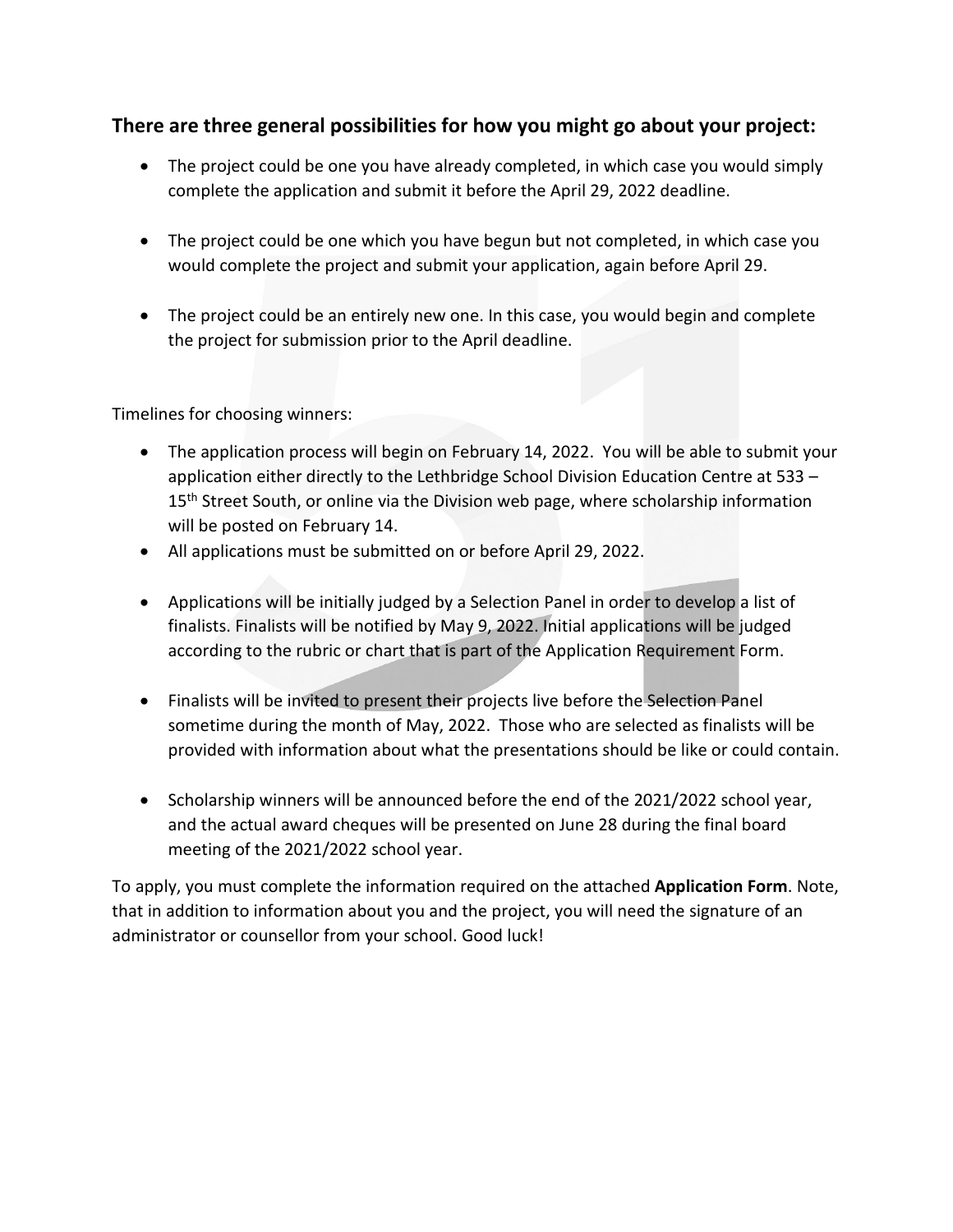### There are three general possibilities for how you might go about your project:

- The project could be one you have already completed, in which case you would simply complete the application and submit it before the April 29, 2022 deadline.

- The project could be one which you have begun but not completed, in which case you would complete the project and submit your application, again before April 29.

- The project could be an entirely new one. In this case, you would begin and complete the project for submission prior to the April deadline.

Timelines for choosing winners:

- The application process will begin on February 14, 2022. You will be able to submit your application either directly to the Lethbridge School Division Education Centre at 533 – 15th Street South, or online via the Division web page, where scholarship information will be posted on February 14.
- All applications must be submitted on or before April 29, 2022.

- Applications will be initially judged by a Selection Panel in order to develop a list of finalists. Finalists will be notified by May 9, 2022. Initial applications will be judged according to the rubric or chart that is part of the Application Requirement Form.

- Finalists will be invited to present their projects live before the Selection Panel sometime during the month of May, 2022. Those who are selected as finalists will be provided with information about what the presentations should be like or could contain.

- Scholarship winners will be announced before the end of the 2021/2022 school year, and the actual award cheques will be presented on June 28 during the final board meeting of the 2021/2022 school year.

To apply, you must complete the information required on the attached **Application Form**. Note, that in addition to information about you and the project, you will need the signature of an administrator or counsellor from your school. Good luck!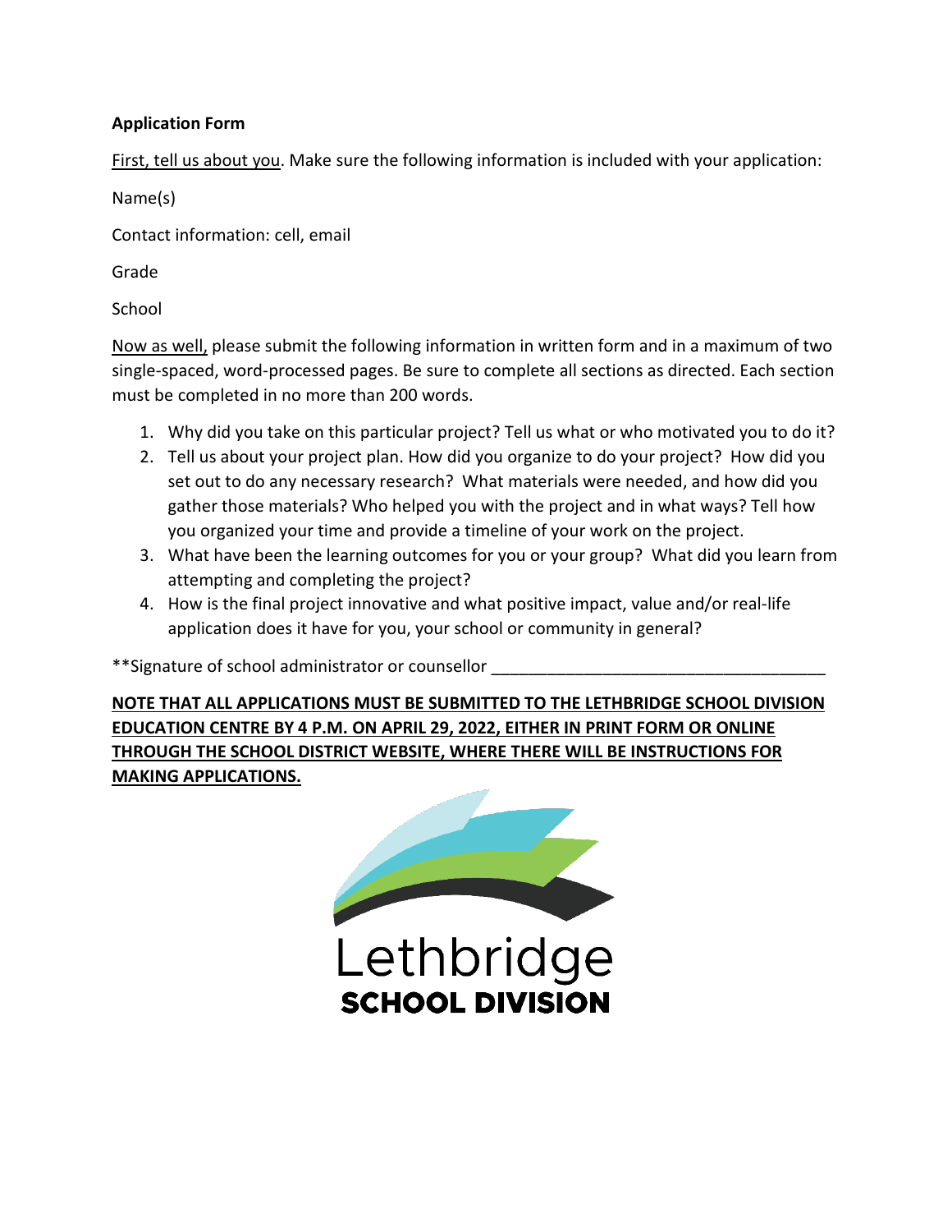**Application Form**

<u>First, tell us about you</u>. Make sure the following information is included with your application:

Name(s)

Contact information: cell, email

Grade

School

<u>Now as well,</u> please submit the following information in written form and in a maximum of two single-spaced, word-processed pages. Be sure to complete all sections as directed. Each section must be completed in no more than 200 words.

1. Why did you take on this particular project? Tell us what or who motivated you to do it?
2. Tell us about your project plan. How did you organize to do your project? How did you set out to do any necessary research? What materials were needed, and how did you gather those materials? Who helped you with the project and in what ways? Tell how you organized your time and provide a timeline of your work on the project.
3. What have been the learning outcomes for you or your group? What did you learn from attempting and completing the project?
4. How is the final project innovative and what positive impact, value and/or real-life application does it have for you, your school or community in general?

**Signature of school administrator or counsellor ____________________________________

**<u>NOTE THAT ALL APPLICATIONS MUST BE SUBMITTED TO THE LETHBRIDGE SCHOOL DIVISION EDUCATION CENTRE BY 4 P.M. ON APRIL 29, 2022, EITHER IN PRINT FORM OR ONLINE THROUGH THE SCHOOL DISTRICT WEBSITE, WHERE THERE WILL BE INSTRUCTIONS FOR MAKING APPLICATIONS.</u>**

Lethbridge
SCHOOL DIVISION